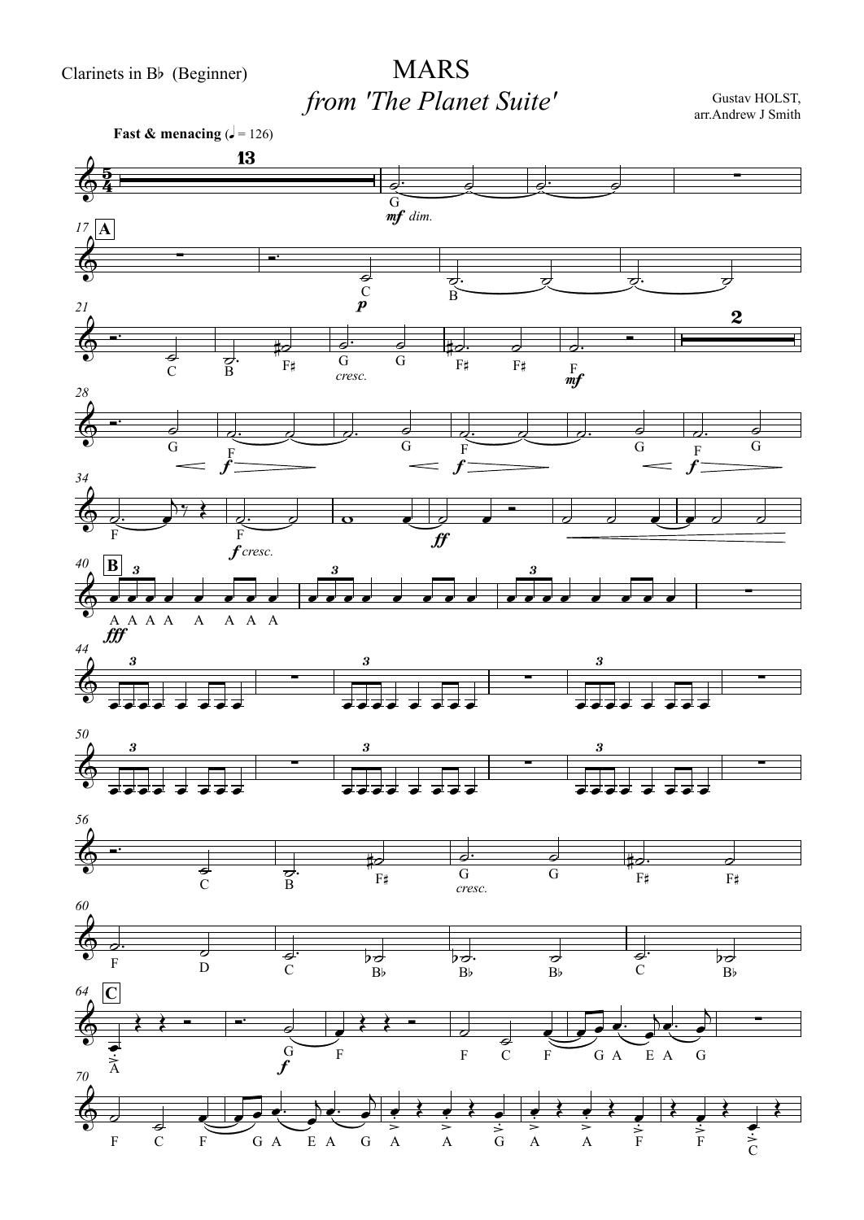Clarinets in B♭ (Beginner)

# MARS

## *from 'The Planet Suite'*

Gustav HOLST,
arr.Andrew J Smith

**Fast & menacing** (♩ = 126)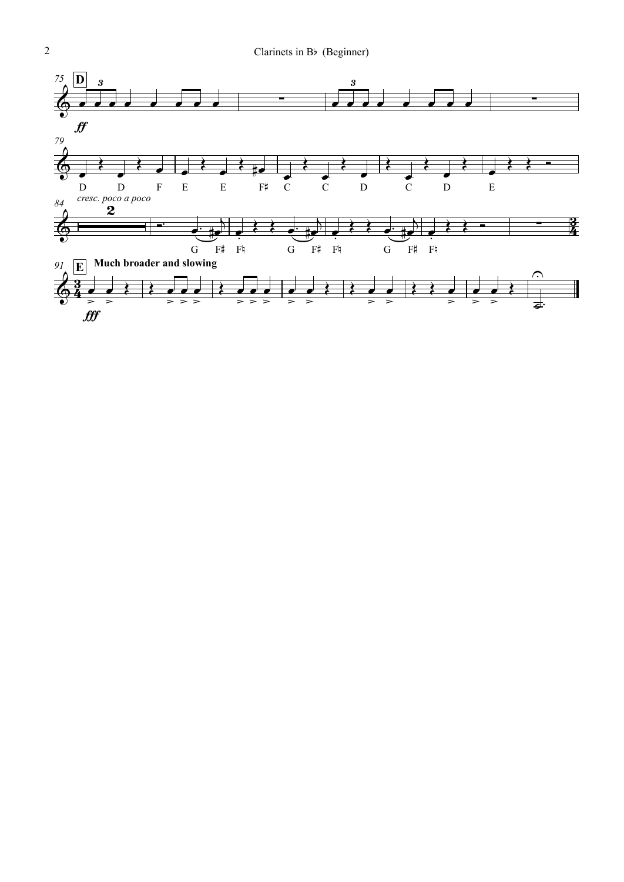**D**

*ff*

D D F E E F♯ C C D C D E

*cresc. poco a poco*

G F♯ F♮ G F♯ F♮ G F♯ F♮

**E** **Much broader and slowing**

*fff*